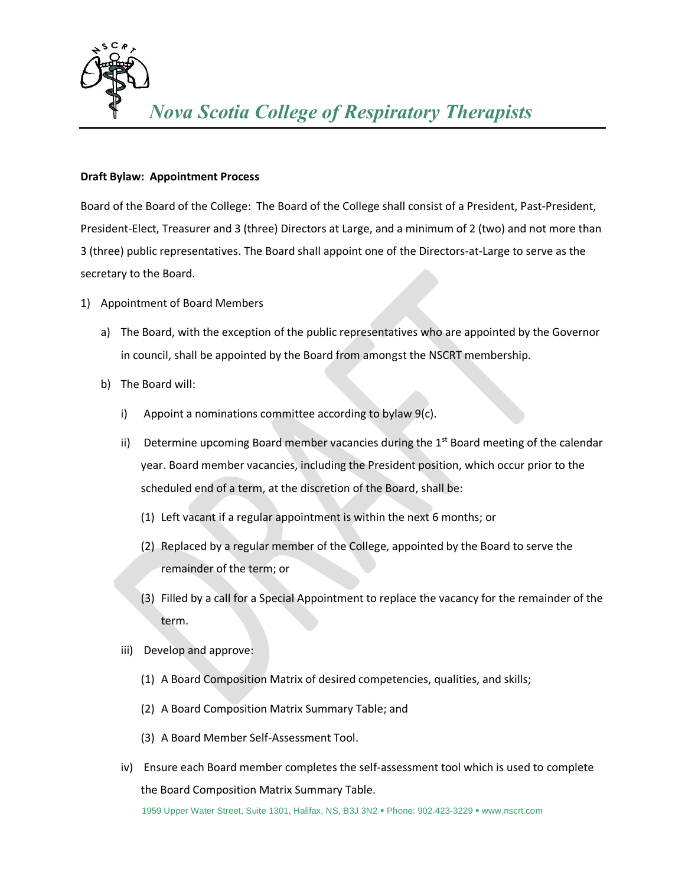# *Nova Scotia College of Respiratory Therapists*

**Draft Bylaw: Appointment Process**

Board of the Board of the College: The Board of the College shall consist of a President, Past-President, President-Elect, Treasurer and 3 (three) Directors at Large, and a minimum of 2 (two) and not more than 3 (three) public representatives. The Board shall appoint one of the Directors-at-Large to serve as the secretary to the Board.

1) Appointment of Board Members
   a) The Board, with the exception of the public representatives who are appointed by the Governor in council, shall be appointed by the Board from amongst the NSCRT membership.
   b) The Board will:
      i) Appoint a nominations committee according to bylaw 9(c).
      ii) Determine upcoming Board member vacancies during the 1st Board meeting of the calendar year. Board member vacancies, including the President position, which occur prior to the scheduled end of a term, at the discretion of the Board, shall be:
         (1) Left vacant if a regular appointment is within the next 6 months; or
         (2) Replaced by a regular member of the College, appointed by the Board to serve the remainder of the term; or
         (3) Filled by a call for a Special Appointment to replace the vacancy for the remainder of the term.
      iii) Develop and approve:
         (1) A Board Composition Matrix of desired competencies, qualities, and skills;
         (2) A Board Composition Matrix Summary Table; and
         (3) A Board Member Self-Assessment Tool.
      iv) Ensure each Board member completes the self-assessment tool which is used to complete the Board Composition Matrix Summary Table.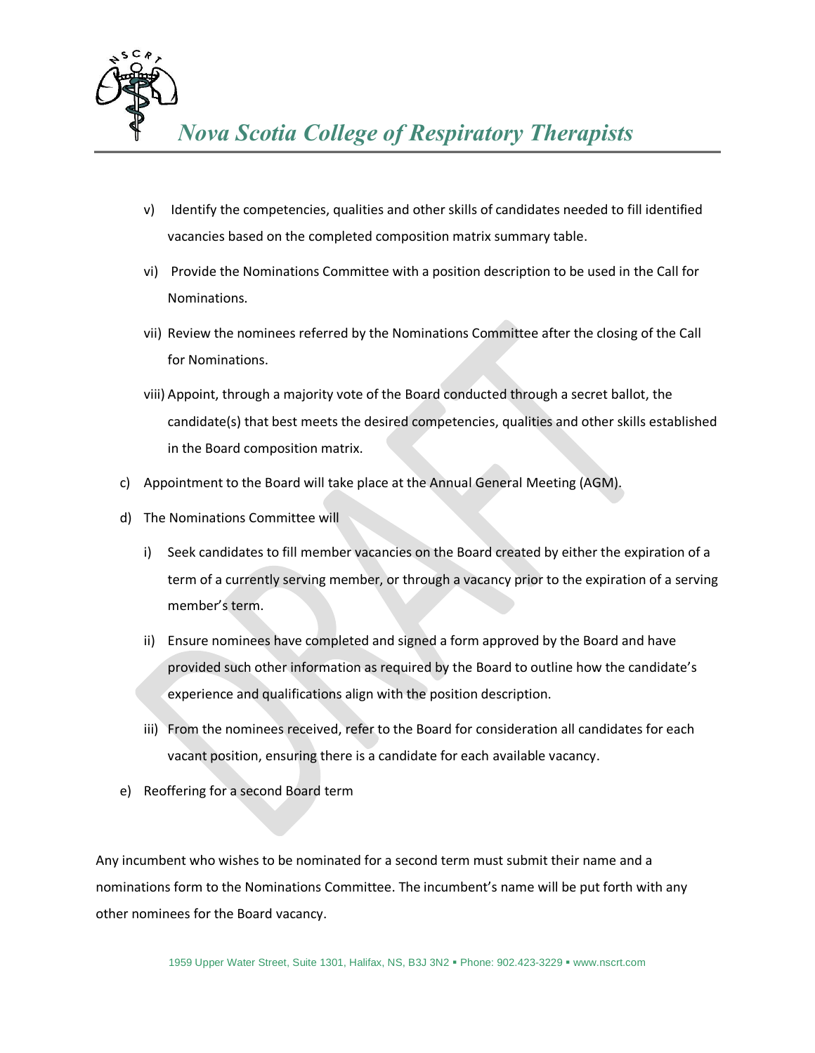v) Identify the competencies, qualities and other skills of candidates needed to fill identified vacancies based on the completed composition matrix summary table.

vi) Provide the Nominations Committee with a position description to be used in the Call for Nominations.

vii) Review the nominees referred by the Nominations Committee after the closing of the Call for Nominations.

viii) Appoint, through a majority vote of the Board conducted through a secret ballot, the candidate(s) that best meets the desired competencies, qualities and other skills established in the Board composition matrix.

c) Appointment to the Board will take place at the Annual General Meeting (AGM).

d) The Nominations Committee will

i) Seek candidates to fill member vacancies on the Board created by either the expiration of a term of a currently serving member, or through a vacancy prior to the expiration of a serving member's term.

ii) Ensure nominees have completed and signed a form approved by the Board and have provided such other information as required by the Board to outline how the candidate's experience and qualifications align with the position description.

iii) From the nominees received, refer to the Board for consideration all candidates for each vacant position, ensuring there is a candidate for each available vacancy.

e) Reoffering for a second Board term

Any incumbent who wishes to be nominated for a second term must submit their name and a nominations form to the Nominations Committee. The incumbent's name will be put forth with any other nominees for the Board vacancy.